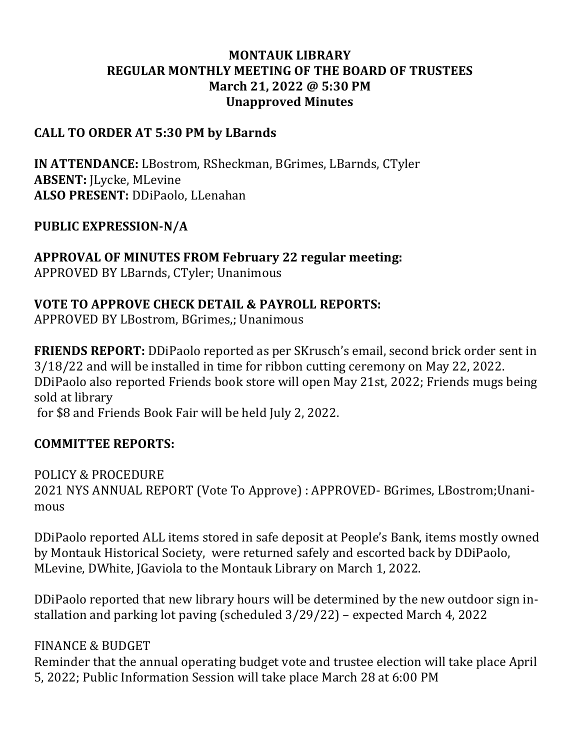**MONTAUK LIBRARY**
**REGULAR MONTHLY MEETING OF THE BOARD OF TRUSTEES**
**March 21, 2022 @ 5:30 PM**
**Unapproved Minutes**

## CALL TO ORDER AT 5:30 PM by LBarnds

**IN ATTENDANCE:** LBostrom, RSheckman, BGrimes, LBarnds, CTyler
**ABSENT:** JLycke, MLevine
**ALSO PRESENT:** DDiPaolo, LLenahan

**PUBLIC EXPRESSION-N/A**

**APPROVAL OF MINUTES FROM February 22 regular meeting:**
APPROVED BY LBarnds, CTyler; Unanimous

**VOTE TO APPROVE CHECK DETAIL & PAYROLL REPORTS:**
APPROVED BY LBostrom, BGrimes,; Unanimous

**FRIENDS REPORT:** DDiPaolo reported as per SKrusch's email, second brick order sent in 3/18/22 and will be installed in time for ribbon cutting ceremony on May 22, 2022. DDiPaolo also reported Friends book store will open May 21st, 2022; Friends mugs being sold at library
for $8 and Friends Book Fair will be held July 2, 2022.

**COMMITTEE REPORTS:**

POLICY & PROCEDURE
2021 NYS ANNUAL REPORT (Vote To Approve) : APPROVED- BGrimes, LBostrom;Unanimous

DDiPaolo reported ALL items stored in safe deposit at People's Bank, items mostly owned by Montauk Historical Society, were returned safely and escorted back by DDiPaolo, MLevine, DWhite, JGaviola to the Montauk Library on March 1, 2022.

DDiPaolo reported that new library hours will be determined by the new outdoor sign installation and parking lot paving (scheduled 3/29/22) – expected March 4, 2022

FINANCE & BUDGET
Reminder that the annual operating budget vote and trustee election will take place April 5, 2022; Public Information Session will take place March 28 at 6:00 PM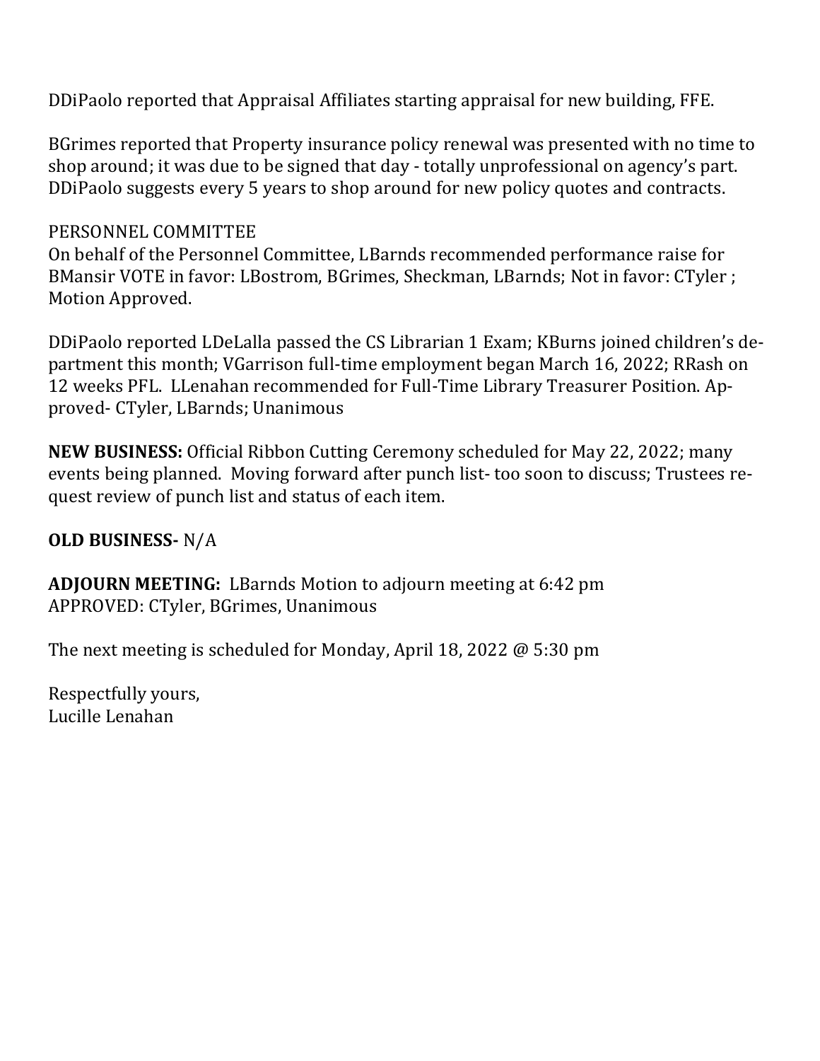DDiPaolo reported that Appraisal Affiliates starting appraisal for new building, FFE.

BGrimes reported that Property insurance policy renewal was presented with no time to shop around; it was due to be signed that day - totally unprofessional on agency's part. DDiPaolo suggests every 5 years to shop around for new policy quotes and contracts.

PERSONNEL COMMITTEE
On behalf of the Personnel Committee, LBarnds recommended performance raise for BMansir VOTE in favor: LBostrom, BGrimes, Sheckman, LBarnds; Not in favor: CTyler ; Motion Approved.

DDiPaolo reported LDeLalla passed the CS Librarian 1 Exam; KBurns joined children's department this month; VGarrison full-time employment began March 16, 2022; RRash on 12 weeks PFL. LLenahan recommended for Full-Time Library Treasurer Position. Approved- CTyler, LBarnds; Unanimous

**NEW BUSINESS:** Official Ribbon Cutting Ceremony scheduled for May 22, 2022; many events being planned. Moving forward after punch list- too soon to discuss; Trustees request review of punch list and status of each item.

**OLD BUSINESS-** N/A

**ADJOURN MEETING:** LBarnds Motion to adjourn meeting at 6:42 pm
APPROVED: CTyler, BGrimes, Unanimous

The next meeting is scheduled for Monday, April 18, 2022 @ 5:30 pm

Respectfully yours,
Lucille Lenahan